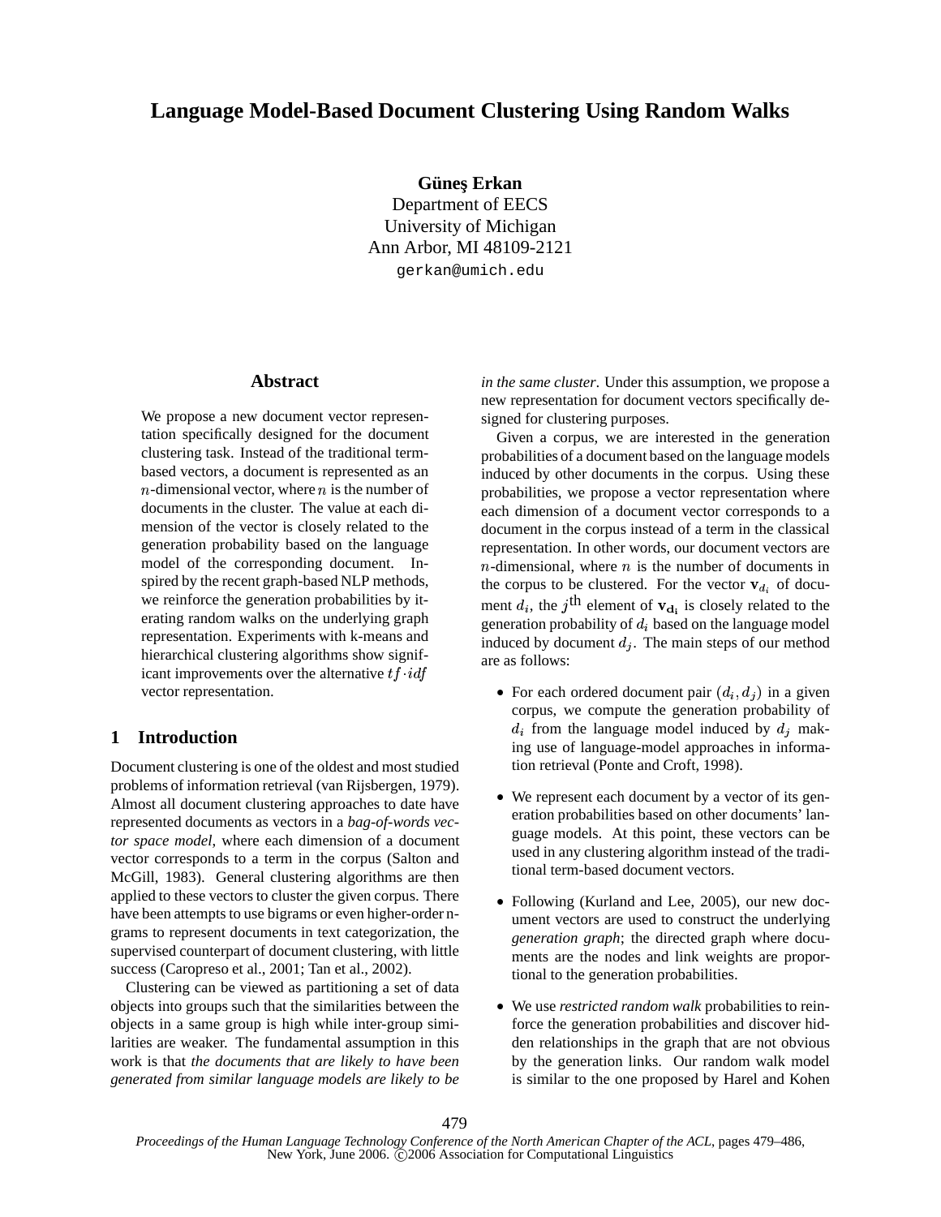# Language Model-Based Document Clustering Using Random Walks

**Güneş Erkan**
Department of EECS
University of Michigan
Ann Arbor, MI 48109-2121
gerkan@umich.edu

## Abstract

We propose a new document vector representation specifically designed for the document clustering task. Instead of the traditional term-based vectors, a document is represented as an $n$-dimensional vector, where $n$ is the number of documents in the cluster. The value at each dimension of the vector is closely related to the generation probability based on the language model of the corresponding document. Inspired by the recent graph-based NLP methods, we reinforce the generation probabilities by iterating random walks on the underlying graph representation. Experiments with k-means and hierarchical clustering algorithms show significant improvements over the alternative $tf \cdot idf$ vector representation.

## 1 Introduction

Document clustering is one of the oldest and most studied problems of information retrieval (van Rijsbergen, 1979). Almost all document clustering approaches to date have represented documents as vectors in a *bag-of-words vector space model*, where each dimension of a document vector corresponds to a term in the corpus (Salton and McGill, 1983). General clustering algorithms are then applied to these vectors to cluster the given corpus. There have been attempts to use bigrams or even higher-order n-grams to represent documents in text categorization, the supervised counterpart of document clustering, with little success (Caropreso et al., 2001; Tan et al., 2002).

Clustering can be viewed as partitioning a set of data objects into groups such that the similarities between the objects in a same group is high while inter-group similarities are weaker. The fundamental assumption in this work is that *the documents that are likely to have been generated from similar language models are likely to be in the same cluster*. Under this assumption, we propose a new representation for document vectors specifically designed for clustering purposes.

Given a corpus, we are interested in the generation probabilities of a document based on the language models induced by other documents in the corpus. Using these probabilities, we propose a vector representation where each dimension of a document vector corresponds to a document in the corpus instead of a term in the classical representation. In other words, our document vectors are $n$-dimensional, where $n$ is the number of documents in the corpus to be clustered. For the vector $\mathbf{v}_{d_i}$ of document $d_i$, the $j^{\text{th}}$ element of $\mathbf{v}_{\mathbf{d_i}}$ is closely related to the generation probability of $d_i$ based on the language model induced by document $d_j$. The main steps of our method are as follows:

- For each ordered document pair $(d_i, d_j)$ in a given corpus, we compute the generation probability of $d_i$ from the language model induced by $d_j$ making use of language-model approaches in information retrieval (Ponte and Croft, 1998).
- We represent each document by a vector of its generation probabilities based on other documents' language models. At this point, these vectors can be used in any clustering algorithm instead of the traditional term-based document vectors.
- Following (Kurland and Lee, 2005), our new document vectors are used to construct the underlying *generation graph*; the directed graph where documents are the nodes and link weights are proportional to the generation probabilities.
- We use *restricted random walk* probabilities to reinforce the generation probabilities and discover hidden relationships in the graph that are not obvious by the generation links. Our random walk model is similar to the one proposed by Harel and Kohen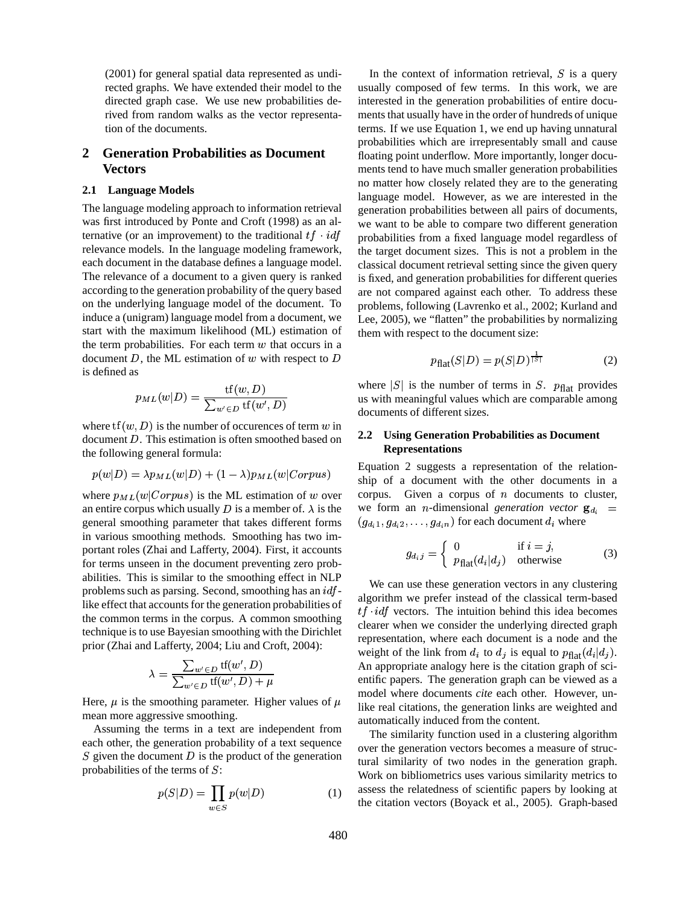(2001) for general spatial data represented as undirected graphs. We have extended their model to the directed graph case. We use new probabilities derived from random walks as the vector representation of the documents.

## 2 Generation Probabilities as Document Vectors

### 2.1 Language Models

The language modeling approach to information retrieval was first introduced by Ponte and Croft (1998) as an alternative (or an improvement) to the traditional $tf \cdot idf$ relevance models. In the language modeling framework, each document in the database defines a language model. The relevance of a document to a given query is ranked according to the generation probability of the query based on the underlying language model of the document. To induce a (unigram) language model from a document, we start with the maximum likelihood (ML) estimation of the term probabilities. For each term $w$ that occurs in a document $D$, the ML estimation of $w$ with respect to $D$ is defined as

$$p_{ML}(w|D) = \frac{\text{tf}(w, D)}{\sum_{w' \in D} \text{tf}(w', D)}$$

where $\text{tf}(w, D)$ is the number of occurences of term $w$ in document $D$. This estimation is often smoothed based on the following general formula:

$$p(w|D) = \lambda p_{ML}(w|D) + (1 - \lambda) p_{ML}(w|Corpus)$$

where $p_{ML}(w|Corpus)$ is the ML estimation of $w$ over an entire corpus which usually $D$ is a member of. $\lambda$ is the general smoothing parameter that takes different forms in various smoothing methods. Smoothing has two important roles (Zhai and Lafferty, 2004). First, it accounts for terms unseen in the document preventing zero probabilities. This is similar to the smoothing effect in NLP problems such as parsing. Second, smoothing has an $idf$-like effect that accounts for the generation probabilities of the common terms in the corpus. A common smoothing technique is to use Bayesian smoothing with the Dirichlet prior (Zhai and Lafferty, 2004; Liu and Croft, 2004):

$$\lambda = \frac{\sum_{w' \in D} \text{tf}(w', D)}{\sum_{w' \in D} \text{tf}(w', D) + \mu}$$

Here, $\mu$ is the smoothing parameter. Higher values of $\mu$ mean more aggressive smoothing.

Assuming the terms in a text are independent from each other, the generation probability of a text sequence $S$ given the document $D$ is the product of the generation probabilities of the terms of $S$:

$$p(S|D) = \prod_{w \in S} p(w|D) \tag{1}$$

In the context of information retrieval, $S$ is a query usually composed of few terms. In this work, we are interested in the generation probabilities of entire documents that usually have in the order of hundreds of unique terms. If we use Equation 1, we end up having unnatural probabilities which are irrepresentably small and cause floating point underflow. More importantly, longer documents tend to have much smaller generation probabilities no matter how closely related they are to the generating language model. However, as we are interested in the generation probabilities between all pairs of documents, we want to be able to compare two different generation probabilities from a fixed language model regardless of the target document sizes. This is not a problem in the classical document retrieval setting since the given query is fixed, and generation probabilities for different queries are not compared against each other. To address these problems, following (Lavrenko et al., 2002; Kurland and Lee, 2005), we "flatten" the probabilities by normalizing them with respect to the document size:

$$p_{\text{flat}}(S|D) = p(S|D)^{\frac{1}{|S|}} \tag{2}$$

where $|S|$ is the number of terms in $S$. $p_{\text{flat}}$ provides us with meaningful values which are comparable among documents of different sizes.

### 2.2 Using Generation Probabilities as Document Representations

Equation 2 suggests a representation of the relationship of a document with the other documents in a corpus. Given a corpus of $n$ documents to cluster, we form an $n$-dimensional *generation vector* $\mathbf{g}_{d_i} = (g_{d_i1}, g_{d_i2}, \ldots, g_{d_in})$ for each document $d_i$ where

$$g_{d_ij} = \begin{cases} 0 & \text{if } i = j, \\ p_{\text{flat}}(d_i|d_j) & \text{otherwise} \end{cases} \tag{3}$$

We can use these generation vectors in any clustering algorithm we prefer instead of the classical term-based $tf \cdot idf$ vectors. The intuition behind this idea becomes clearer when we consider the underlying directed graph representation, where each document is a node and the weight of the link from $d_i$ to $d_j$ is equal to $p_{\text{flat}}(d_i|d_j)$. An appropriate analogy here is the citation graph of scientific papers. The generation graph can be viewed as a model where documents *cite* each other. However, unlike real citations, the generation links are weighted and automatically induced from the content.

The similarity function used in a clustering algorithm over the generation vectors becomes a measure of structural similarity of two nodes in the generation graph. Work on bibliometrics uses various similarity metrics to assess the relatedness of scientific papers by looking at the citation vectors (Boyack et al., 2005). Graph-based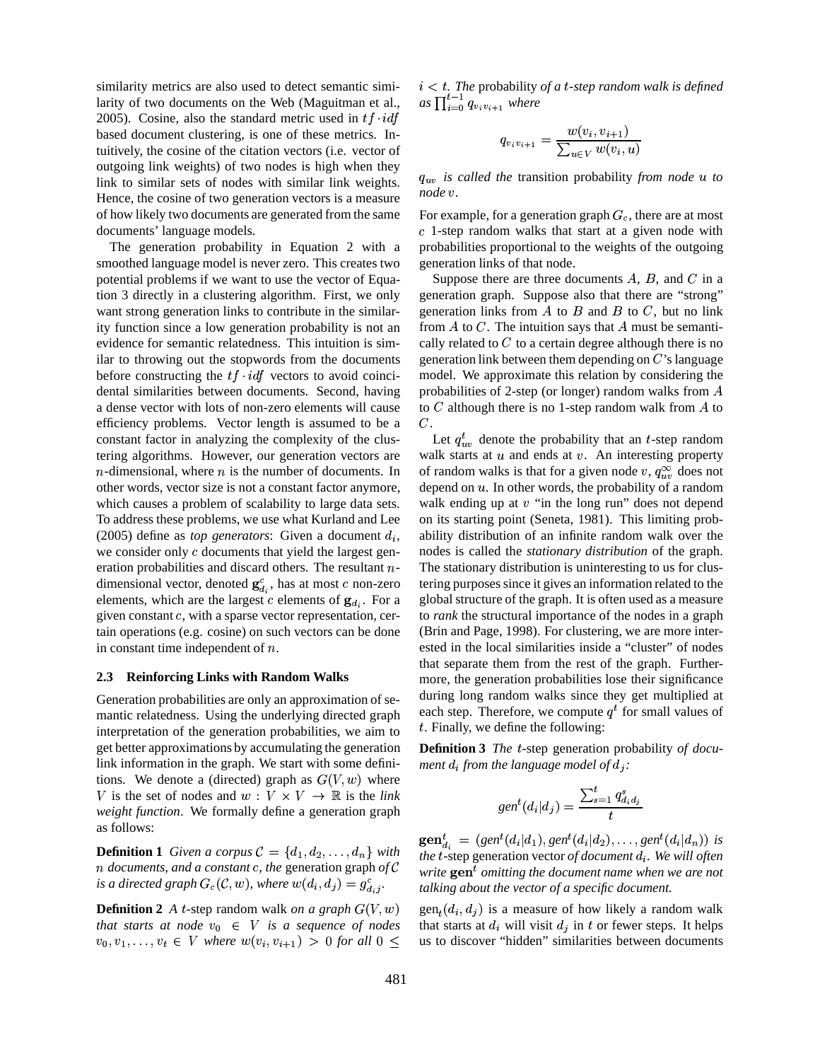similarity metrics are also used to detect semantic similarity of two documents on the Web (Maguitman et al., 2005). Cosine, also the standard metric used in $tf \cdot idf$ based document clustering, is one of these metrics. Intuitively, the cosine of the citation vectors (i.e. vector of outgoing link weights) of two nodes is high when they link to similar sets of nodes with similar link weights. Hence, the cosine of two generation vectors is a measure of how likely two documents are generated from the same documents' language models.

The generation probability in Equation 2 with a smoothed language model is never zero. This creates two potential problems if we want to use the vector of Equation 3 directly in a clustering algorithm. First, we only want strong generation links to contribute in the similarity function since a low generation probability is not an evidence for semantic relatedness. This intuition is similar to throwing out the stopwords from the documents before constructing the $tf \cdot idf$ vectors to avoid coincidental similarities between documents. Second, having a dense vector with lots of non-zero elements will cause efficiency problems. Vector length is assumed to be a constant factor in analyzing the complexity of the clustering algorithms. However, our generation vectors are $n$-dimensional, where $n$ is the number of documents. In other words, vector size is not a constant factor anymore, which causes a problem of scalability to large data sets. To address these problems, we use what Kurland and Lee (2005) define as *top generators*: Given a document $d_i$, we consider only $c$ documents that yield the largest generation probabilities and discard others. The resultant $n$-dimensional vector, denoted $\mathbf{g}^c_{d_i}$, has at most $c$ non-zero elements, which are the largest $c$ elements of $\mathbf{g}_{d_i}$. For a given constant $c$, with a sparse vector representation, certain operations (e.g. cosine) on such vectors can be done in constant time independent of $n$.

### 2.3 Reinforcing Links with Random Walks

Generation probabilities are only an approximation of semantic relatedness. Using the underlying directed graph interpretation of the generation probabilities, we aim to get better approximations by accumulating the generation link information in the graph. We start with some definitions. We denote a (directed) graph as $G(V, w)$ where $V$ is the set of nodes and $w : V \times V \rightarrow \mathbb{R}$ is the *link weight function*. We formally define a generation graph as follows:

**Definition 1** *Given a corpus $\mathcal{C} = \{d_1, d_2, \ldots, d_n\}$ with $n$ documents, and a constant $c$, the* generation graph *of $\mathcal{C}$ is a directed graph $G_c(\mathcal{C}, w)$, where $w(d_i, d_j) = g^c_{d_ij}$.*

**Definition 2** *A $t$-step* random walk *on a graph $G(V, w)$ that starts at node $v_0 \in V$ is a sequence of nodes $v_0, v_1, \ldots, v_t \in V$ where $w(v_i, v_{i+1}) > 0$ for all $0 \leq i < t$. The* probability *of a $t$-step random walk is defined as $\prod_{i=0}^{t-1} q_{v_i v_{i+1}}$ where*

$$q_{v_i v_{i+1}} = \frac{w(v_i, v_{i+1})}{\sum_{u \in V} w(v_i, u)}$$

*$q_{uv}$ is called the* transition probability *from node $u$ to node $v$.*

For example, for a generation graph $G_c$, there are at most $c$ 1-step random walks that start at a given node with probabilities proportional to the weights of the outgoing generation links of that node.

Suppose there are three documents $A$, $B$, and $C$ in a generation graph. Suppose also that there are "strong" generation links from $A$ to $B$ and $B$ to $C$, but no link from $A$ to $C$. The intuition says that $A$ must be semantically related to $C$ to a certain degree although there is no generation link between them depending on $C$'s language model. We approximate this relation by considering the probabilities of 2-step (or longer) random walks from $A$ to $C$ although there is no 1-step random walk from $A$ to $C$.

Let $q^t_{uv}$ denote the probability that an $t$-step random walk starts at $u$ and ends at $v$. An interesting property of random walks is that for a given node $v$, $q^\infty_{uv}$ does not depend on $u$. In other words, the probability of a random walk ending up at $v$ "in the long run" does not depend on its starting point (Seneta, 1981). This limiting probability distribution of an infinite random walk over the nodes is called the *stationary distribution* of the graph. The stationary distribution is uninteresting to us for clustering purposes since it gives an information related to the global structure of the graph. It is often used as a measure to *rank* the structural importance of the nodes in a graph (Brin and Page, 1998). For clustering, we are more interested in the local similarities inside a "cluster" of nodes that separate them from the rest of the graph. Furthermore, the generation probabilities lose their significance during long random walks since they get multiplied at each step. Therefore, we compute $q^t$ for small values of $t$. Finally, we define the following:

**Definition 3** *The $t$-step* generation probability *of document $d_i$ from the language model of $d_j$:*

$$gen^t(d_i|d_j) = \frac{\sum_{s=1}^{t} q^s_{d_i d_j}}{t}$$

$\mathbf{gen}^t_{d_i} = (gen^t(d_i|d_1), gen^t(d_i|d_2), \ldots, gen^t(d_i|d_n))$ *is the $t$-step* generation vector *of document $d_i$. We will often write $\mathbf{gen}^t$ omitting the document name when we are not talking about the vector of a specific document.*

$\text{gen}_t(d_i, d_j)$ is a measure of how likely a random walk that starts at $d_i$ will visit $d_j$ in $t$ or fewer steps. It helps us to discover "hidden" similarities between documents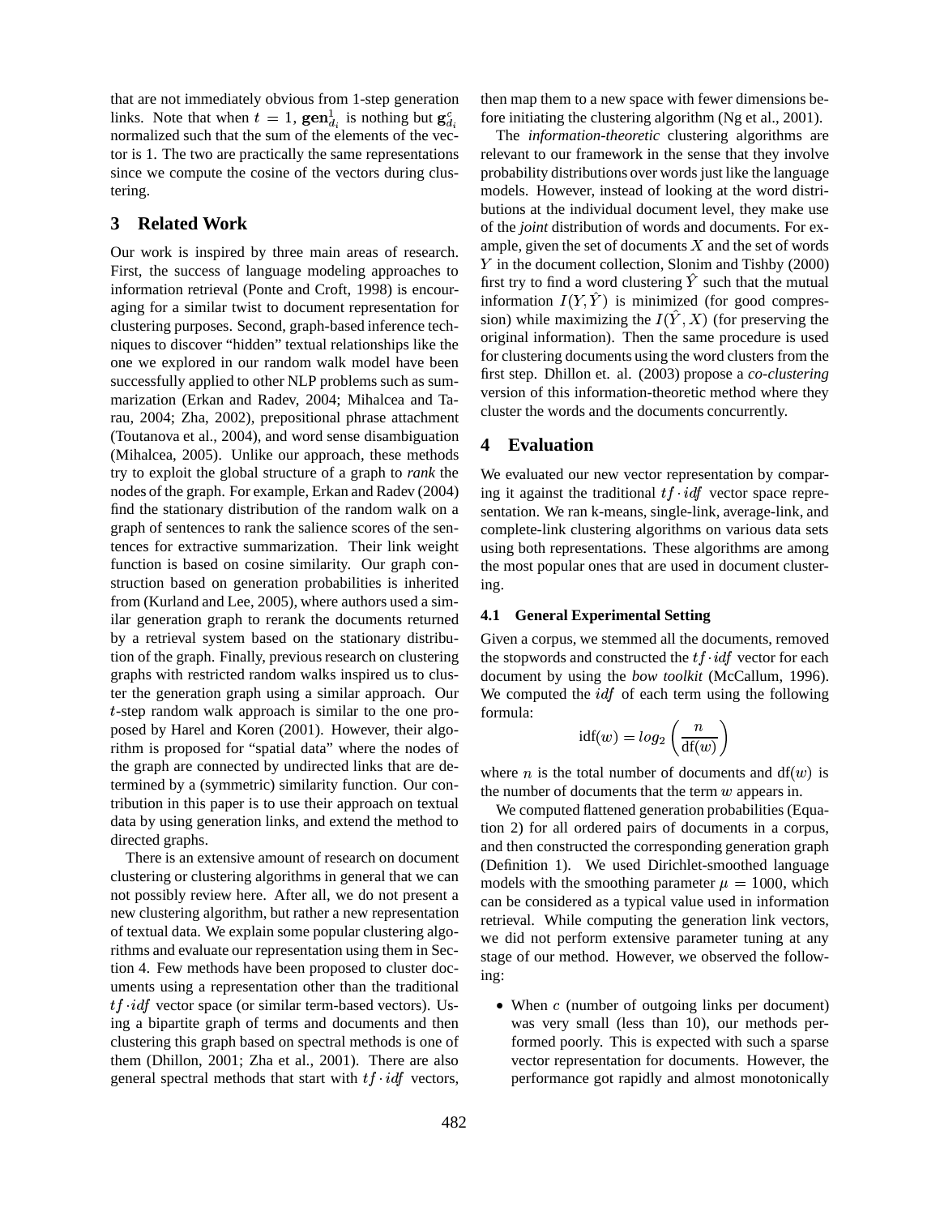that are not immediately obvious from 1-step generation links. Note that when $t = 1$, $\mathbf{gen}_{d_i}^1$ is nothing but $\mathbf{g}_{d_i}^c$ normalized such that the sum of the elements of the vector is 1. The two are practically the same representations since we compute the cosine of the vectors during clustering.

## 3 Related Work

Our work is inspired by three main areas of research. First, the success of language modeling approaches to information retrieval (Ponte and Croft, 1998) is encouraging for a similar twist to document representation for clustering purposes. Second, graph-based inference techniques to discover "hidden" textual relationships like the one we explored in our random walk model have been successfully applied to other NLP problems such as summarization (Erkan and Radev, 2004; Mihalcea and Tarau, 2004; Zha, 2002), prepositional phrase attachment (Toutanova et al., 2004), and word sense disambiguation (Mihalcea, 2005). Unlike our approach, these methods try to exploit the global structure of a graph to *rank* the nodes of the graph. For example, Erkan and Radev (2004) find the stationary distribution of the random walk on a graph of sentences to rank the salience scores of the sentences for extractive summarization. Their link weight function is based on cosine similarity. Our graph construction based on generation probabilities is inherited from (Kurland and Lee, 2005), where authors used a similar generation graph to rerank the documents returned by a retrieval system based on the stationary distribution of the graph. Finally, previous research on clustering graphs with restricted random walks inspired us to cluster the generation graph using a similar approach. Our $t$-step random walk approach is similar to the one proposed by Harel and Koren (2001). However, their algorithm is proposed for "spatial data" where the nodes of the graph are connected by undirected links that are determined by a (symmetric) similarity function. Our contribution in this paper is to use their approach on textual data by using generation links, and extend the method to directed graphs.

There is an extensive amount of research on document clustering or clustering algorithms in general that we can not possibly review here. After all, we do not present a new clustering algorithm, but rather a new representation of textual data. We explain some popular clustering algorithms and evaluate our representation using them in Section 4. Few methods have been proposed to cluster documents using a representation other than the traditional $tf \cdot idf$ vector space (or similar term-based vectors). Using a bipartite graph of terms and documents and then clustering this graph based on spectral methods is one of them (Dhillon, 2001; Zha et al., 2001). There are also general spectral methods that start with $tf \cdot idf$ vectors, then map them to a new space with fewer dimensions before initiating the clustering algorithm (Ng et al., 2001).

The *information-theoretic* clustering algorithms are relevant to our framework in the sense that they involve probability distributions over words just like the language models. However, instead of looking at the word distributions at the individual document level, they make use of the *joint* distribution of words and documents. For example, given the set of documents $X$ and the set of words $Y$ in the document collection, Slonim and Tishby (2000) first try to find a word clustering $\hat{Y}$ such that the mutual information $I(Y, \hat{Y})$ is minimized (for good compression) while maximizing the $I(\hat{Y}, X)$ (for preserving the original information). Then the same procedure is used for clustering documents using the word clusters from the first step. Dhillon et. al. (2003) propose a *co-clustering* version of this information-theoretic method where they cluster the words and the documents concurrently.

## 4 Evaluation

We evaluated our new vector representation by comparing it against the traditional $tf \cdot idf$ vector space representation. We ran k-means, single-link, average-link, and complete-link clustering algorithms on various data sets using both representations. These algorithms are among the most popular ones that are used in document clustering.

### 4.1 General Experimental Setting

Given a corpus, we stemmed all the documents, removed the stopwords and constructed the $tf \cdot idf$ vector for each document by using the *bow toolkit* (McCallum, 1996). We computed the $idf$ of each term using the following formula:

$$\text{idf}(w) = log_2 \left( \frac{n}{\text{df}(w)} \right)$$

where $n$ is the total number of documents and $\text{df}(w)$ is the number of documents that the term $w$ appears in.

We computed flattened generation probabilities (Equation 2) for all ordered pairs of documents in a corpus, and then constructed the corresponding generation graph (Definition 1). We used Dirichlet-smoothed language models with the smoothing parameter $\mu = 1000$, which can be considered as a typical value used in information retrieval. While computing the generation link vectors, we did not perform extensive parameter tuning at any stage of our method. However, we observed the following:

- When $c$ (number of outgoing links per document) was very small (less than 10), our methods performed poorly. This is expected with such a sparse vector representation for documents. However, the performance got rapidly and almost monotonically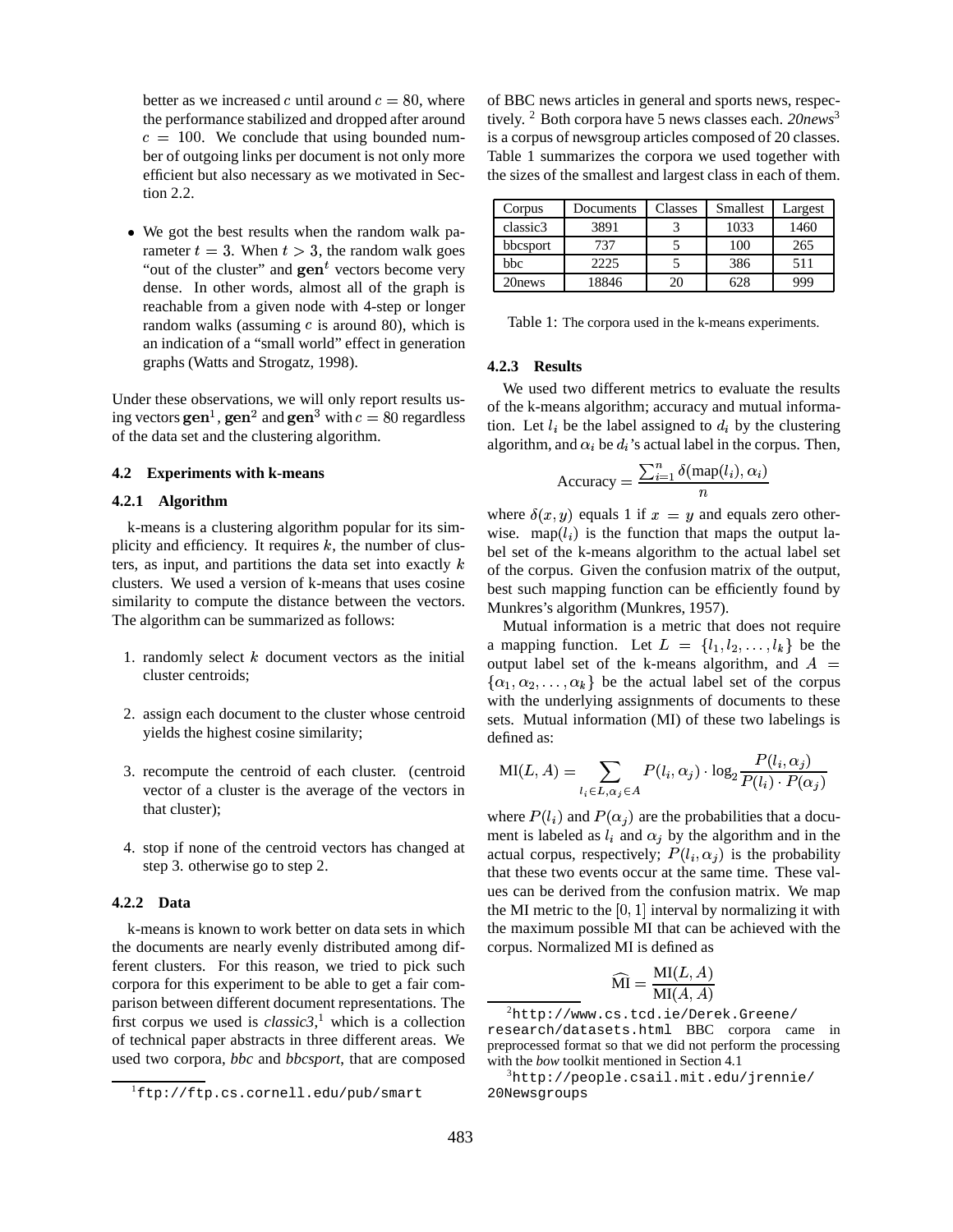better as we increased $c$ until around $c = 80$, where the performance stabilized and dropped after around $c = 100$. We conclude that using bounded number of outgoing links per document is not only more efficient but also necessary as we motivated in Section 2.2.

- We got the best results when the random walk parameter $t = 3$. When $t > 3$, the random walk goes "out of the cluster" and $\mathbf{gen}^t$ vectors become very dense. In other words, almost all of the graph is reachable from a given node with 4-step or longer random walks (assuming $c$ is around 80), which is an indication of a "small world" effect in generation graphs (Watts and Strogatz, 1998).

Under these observations, we will only report results using vectors $\mathbf{gen}^1$, $\mathbf{gen}^2$ and $\mathbf{gen}^3$ with $c = 80$ regardless of the data set and the clustering algorithm.

### 4.2 Experiments with k-means

#### 4.2.1 Algorithm

k-means is a clustering algorithm popular for its simplicity and efficiency. It requires $k$, the number of clusters, as input, and partitions the data set into exactly $k$ clusters. We used a version of k-means that uses cosine similarity to compute the distance between the vectors. The algorithm can be summarized as follows:

1. randomly select $k$ document vectors as the initial cluster centroids;
2. assign each document to the cluster whose centroid yields the highest cosine similarity;
3. recompute the centroid of each cluster. (centroid vector of a cluster is the average of the vectors in that cluster);
4. stop if none of the centroid vectors has changed at step 3. otherwise go to step 2.

#### 4.2.2 Data

k-means is known to work better on data sets in which the documents are nearly evenly distributed among different clusters. For this reason, we tried to pick such corpora for this experiment to be able to get a fair comparison between different document representations. The first corpus we used is *classic3*,[1] which is a collection of technical paper abstracts in three different areas. We used two corpora, *bbc* and *bbcsport*, that are composed of BBC news articles in general and sports news, respectively. [2] Both corpora have 5 news classes each. *20news*[3] is a corpus of newsgroup articles composed of 20 classes. Table 1 summarizes the corpora we used together with the sizes of the smallest and largest class in each of them.

| Corpus | Documents | Classes | Smallest | Largest |
|---|---|---|---|---|
| classic3 | 3891 | 3 | 1033 | 1460 |
| bbcsport | 737 | 5 | 100 | 265 |
| bbc | 2225 | 5 | 386 | 511 |
| 20news | 18846 | 20 | 628 | 999 |

Table 1: The corpora used in the k-means experiments.

#### 4.2.3 Results

We used two different metrics to evaluate the results of the k-means algorithm; accuracy and mutual information. Let $l_i$ be the label assigned to $d_i$ by the clustering algorithm, and $\alpha_i$ be $d_i$'s actual label in the corpus. Then,

$$\text{Accuracy} = \frac{\sum_{i=1}^{n} \delta(\text{map}(l_i), \alpha_i)}{n}$$

where $\delta(x, y)$ equals 1 if $x = y$ and equals zero otherwise. $\text{map}(l_i)$ is the function that maps the output label set of the k-means algorithm to the actual label set of the corpus. Given the confusion matrix of the output, best such mapping function can be efficiently found by Munkres's algorithm (Munkres, 1957).

Mutual information is a metric that does not require a mapping function. Let $L = \{l_1, l_2, \ldots, l_k\}$ be the output label set of the k-means algorithm, and $A = \{\alpha_1, \alpha_2, \ldots, \alpha_k\}$ be the actual label set of the corpus with the underlying assignments of documents to these sets. Mutual information (MI) of these two labelings is defined as:

$$\text{MI}(L, A) = \sum_{l_i \in L, \alpha_j \in A} P(l_i, \alpha_j) \cdot \log_2 \frac{P(l_i, \alpha_j)}{P(l_i) \cdot P(\alpha_j)}$$

where $P(l_i)$ and $P(\alpha_j)$ are the probabilities that a document is labeled as $l_i$ and $\alpha_j$ by the algorithm and in the actual corpus, respectively; $P(l_i, \alpha_j)$ is the probability that these two events occur at the same time. These values can be derived from the confusion matrix. We map the MI metric to the $[0, 1]$ interval by normalizing it with the maximum possible MI that can be achieved with the corpus. Normalized MI is defined as

$$\widehat{\text{MI}} = \frac{\text{MI}(L, A)}{\text{MI}(A, A)}$$

[1] ftp://ftp.cs.cornell.edu/pub/smart

[2] http://www.cs.tcd.ie/Derek.Greene/research/datasets.html BBC corpora came in preprocessed format so that we did not perform the processing with the *bow* toolkit mentioned in Section 4.1

[3] http://people.csail.mit.edu/jrennie/20Newsgroups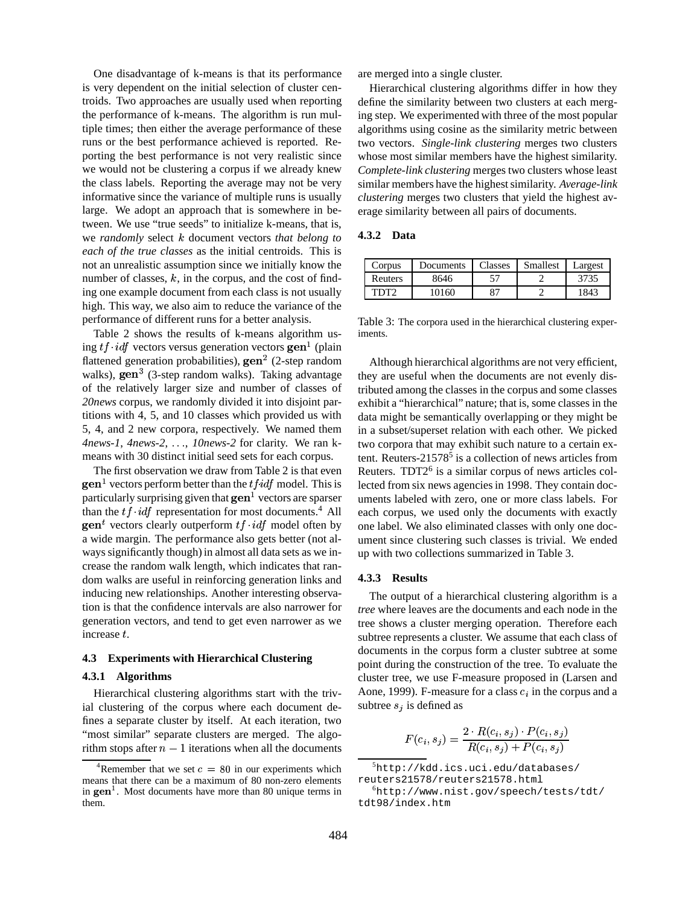One disadvantage of k-means is that its performance is very dependent on the initial selection of cluster centroids. Two approaches are usually used when reporting the performance of k-means. The algorithm is run multiple times; then either the average performance of these runs or the best performance achieved is reported. Reporting the best performance is not very realistic since we would not be clustering a corpus if we already knew the class labels. Reporting the average may not be very informative since the variance of multiple runs is usually large. We adopt an approach that is somewhere in between. We use "true seeds" to initialize k-means, that is, we *randomly* select $k$ document vectors *that belong to each of the true classes* as the initial centroids. This is not an unrealistic assumption since we initially know the number of classes, $k$, in the corpus, and the cost of finding one example document from each class is not usually high. This way, we also aim to reduce the variance of the performance of different runs for a better analysis.

Table 2 shows the results of k-means algorithm using $tf \cdot idf$ vectors versus generation vectors $\mathbf{gen}^1$ (plain flattened generation probabilities), $\mathbf{gen}^2$ (2-step random walks), $\mathbf{gen}^3$ (3-step random walks). Taking advantage of the relatively larger size and number of classes of *20news* corpus, we randomly divided it into disjoint partitions with 4, 5, and 10 classes which provided us with 5, 4, and 2 new corpora, respectively. We named them *4news-1*, *4news-2*, ..., *10news-2* for clarity. We ran k-means with 30 distinct initial seed sets for each corpus.

The first observation we draw from Table 2 is that even $\mathbf{gen}^1$ vectors perform better than the $tf{\cdot}idf$ model. This is particularly surprising given that $\mathbf{gen}^1$ vectors are sparser than the $tf \cdot idf$ representation for most documents.[4] All $\mathbf{gen}^t$ vectors clearly outperform $tf \cdot idf$ model often by a wide margin. The performance also gets better (not always significantly though) in almost all data sets as we increase the random walk length, which indicates that random walks are useful in reinforcing generation links and inducing new relationships. Another interesting observation is that the confidence intervals are also narrower for generation vectors, and tend to get even narrower as we increase $t$.

### 4.3 Experiments with Hierarchical Clustering

#### 4.3.1 Algorithms

Hierarchical clustering algorithms start with the trivial clustering of the corpus where each document defines a separate cluster by itself. At each iteration, two "most similar" separate clusters are merged. The algorithm stops after $n - 1$ iterations when all the documents are merged into a single cluster.

Hierarchical clustering algorithms differ in how they define the similarity between two clusters at each merging step. We experimented with three of the most popular algorithms using cosine as the similarity metric between two vectors. *Single-link clustering* merges two clusters whose most similar members have the highest similarity. *Complete-link clustering* merges two clusters whose least similar members have the highest similarity. *Average-link clustering* merges two clusters that yield the highest average similarity between all pairs of documents.

#### 4.3.2 Data

| Corpus | Documents | Classes | Smallest | Largest |
|---|---|---|---|---|
| Reuters | 8646 | 57 | 2 | 3735 |
| TDT2 | 10160 | 87 | 2 | 1843 |

Table 3: The corpora used in the hierarchical clustering experiments.

Although hierarchical algorithms are not very efficient, they are useful when the documents are not evenly distributed among the classes in the corpus and some classes exhibit a "hierarchical" nature; that is, some classes in the data might be semantically overlapping or they might be in a subset/superset relation with each other. We picked two corpora that may exhibit such nature to a certain extent. Reuters-21578[5] is a collection of news articles from Reuters. TDT2[6] is a similar corpus of news articles collected from six news agencies in 1998. They contain documents labeled with zero, one or more class labels. For each corpus, we used only the documents with exactly one label. We also eliminated classes with only one document since clustering such classes is trivial. We ended up with two collections summarized in Table 3.

#### 4.3.3 Results

The output of a hierarchical clustering algorithm is a *tree* where leaves are the documents and each node in the tree shows a cluster merging operation. Therefore each subtree represents a cluster. We assume that each class of documents in the corpus form a cluster subtree at some point during the construction of the tree. To evaluate the cluster tree, we use F-measure proposed in (Larsen and Aone, 1999). F-measure for a class $c_i$ in the corpus and a subtree $s_j$ is defined as

$$F(c_i, s_j) = \frac{2 \cdot R(c_i, s_j) \cdot P(c_i, s_j)}{R(c_i, s_j) + P(c_i, s_j)}$$

[4] Remember that we set $c = 80$ in our experiments which means that there can be a maximum of 80 non-zero elements in $\mathbf{gen}^1$. Most documents have more than 80 unique terms in them.

[5] http://kdd.ics.uci.edu/databases/reuters21578/reuters21578.html

[6] http://www.nist.gov/speech/tests/tdt/tdt98/index.htm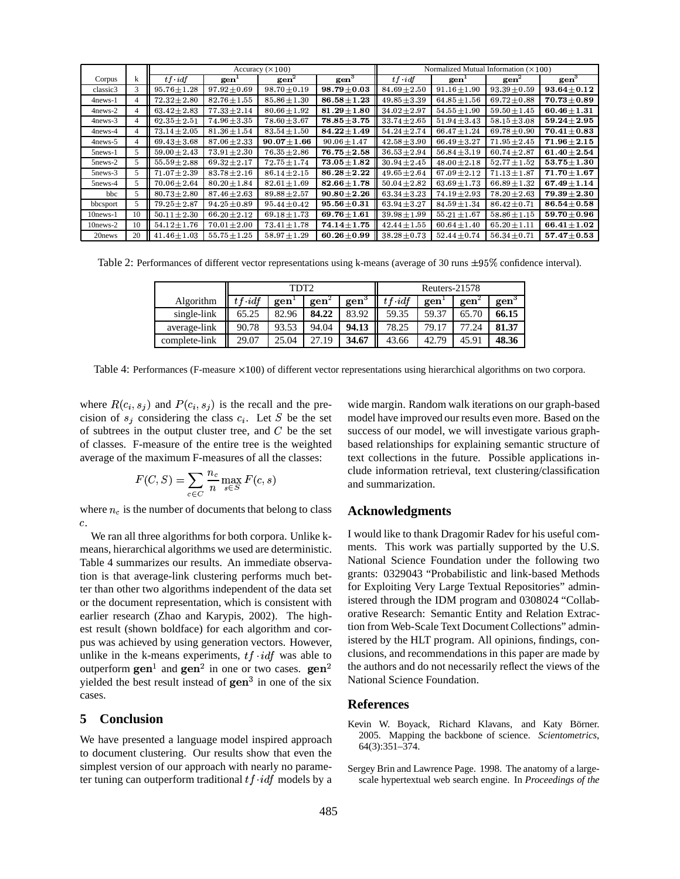| | | Accuracy ($\times 100$) | | | | Normalized Mutual Information ($\times 100$) | | | |
|---|---|---|---|---|---|---|---|---|---|
| Corpus | k | $tf \cdot idf$ | $\mathbf{gen}^1$ | $\mathbf{gen}^2$ | $\mathbf{gen}^3$ | $tf \cdot idf$ | $\mathbf{gen}^1$ | $\mathbf{gen}^2$ | $\mathbf{gen}^3$ |
| classic3 | 3 | $95.76 \pm 1.28$ | $97.92 \pm 0.69$ | $98.70 \pm 0.19$ | $\mathbf{98.79 \pm 0.03}$ | $84.69 \pm 2.50$ | $91.16 \pm 1.90$ | $93.39 \pm 0.59$ | $\mathbf{93.64 \pm 0.12}$ |
| 4news-1 | 4 | $72.32 \pm 2.80$ | $82.76 \pm 1.55$ | $85.86 \pm 1.30$ | $\mathbf{86.58 \pm 1.23}$ | $49.85 \pm 3.39$ | $64.85 \pm 1.56$ | $69.72 \pm 0.88$ | $\mathbf{70.73 \pm 0.89}$ |
| 4news-2 | 4 | $63.42 \pm 2.83$ | $77.33 \pm 2.14$ | $80.66 \pm 1.92$ | $\mathbf{81.29 \pm 1.80}$ | $34.02 \pm 2.97$ | $54.55 \pm 1.90$ | $59.50 \pm 1.45$ | $\mathbf{60.46 \pm 1.31}$ |
| 4news-3 | 4 | $62.35 \pm 2.51$ | $74.96 \pm 3.35$ | $78.60 \pm 3.67$ | $\mathbf{78.85 \pm 3.75}$ | $33.74 \pm 2.65$ | $51.94 \pm 3.43$ | $58.15 \pm 3.08$ | $\mathbf{59.24 \pm 2.95}$ |
| 4news-4 | 4 | $73.14 \pm 2.05$ | $81.36 \pm 1.54$ | $83.54 \pm 1.50$ | $\mathbf{84.22 \pm 1.49}$ | $54.24 \pm 2.74$ | $66.47 \pm 1.24$ | $69.78 \pm 0.90$ | $\mathbf{70.41 \pm 0.83}$ |
| 4news-5 | 4 | $69.43 \pm 3.68$ | $87.06 \pm 2.33$ | $\mathbf{90.07 \pm 1.66}$ | $90.06 \pm 1.47$ | $42.58 \pm 3.90$ | $66.49 \pm 3.27$ | $71.95 \pm 2.45$ | $\mathbf{71.96 \pm 2.15}$ |
| 5news-1 | 5 | $59.00 \pm 2.43$ | $73.91 \pm 2.30$ | $76.35 \pm 2.86$ | $\mathbf{76.75 \pm 2.58}$ | $36.53 \pm 2.94$ | $56.84 \pm 3.19$ | $60.74 \pm 2.87$ | $\mathbf{61.40 \pm 2.54}$ |
| 5news-2 | 5 | $55.59 \pm 2.88$ | $69.32 \pm 2.17$ | $72.75 \pm 1.74$ | $\mathbf{73.05 \pm 1.82}$ | $30.94 \pm 2.45$ | $48.00 \pm 2.18$ | $52.77 \pm 1.52$ | $\mathbf{53.75 \pm 1.30}$ |
| 5news-3 | 5 | $71.07 \pm 2.39$ | $83.78 \pm 2.16$ | $86.14 \pm 2.15$ | $\mathbf{86.28 \pm 2.22}$ | $49.65 \pm 2.64$ | $67.09 \pm 2.12$ | $71.13 \pm 1.87$ | $\mathbf{71.70 \pm 1.67}$ |
| 5news-4 | 5 | $70.06 \pm 2.64$ | $80.20 \pm 1.84$ | $82.61 \pm 1.69$ | $\mathbf{82.66 \pm 1.78}$ | $50.04 \pm 2.82$ | $63.69 \pm 1.73$ | $66.89 \pm 1.32$ | $\mathbf{67.49 \pm 1.14}$ |
| bbc | 5 | $80.73 \pm 2.80$ | $87.46 \pm 2.63$ | $89.88 \pm 2.57$ | $\mathbf{90.80 \pm 2.26}$ | $63.34 \pm 3.23$ | $74.19 \pm 2.93$ | $78.20 \pm 2.63$ | $\mathbf{79.39 \pm 2.30}$ |
| bbcsport | 5 | $79.25 \pm 2.87$ | $94.25 \pm 0.89$ | $95.44 \pm 0.42$ | $\mathbf{95.56 \pm 0.31}$ | $63.94 \pm 3.27$ | $84.59 \pm 1.34$ | $86.42 \pm 0.71$ | $\mathbf{86.54 \pm 0.58}$ |
| 10news-1 | 10 | $50.11 \pm 2.30$ | $66.20 \pm 2.12$ | $69.18 \pm 1.73$ | $\mathbf{69.76 \pm 1.61}$ | $39.98 \pm 1.99$ | $55.21 \pm 1.67$ | $58.86 \pm 1.15$ | $\mathbf{59.70 \pm 0.96}$ |
| 10news-2 | 10 | $54.12 \pm 1.76$ | $70.01 \pm 2.00$ | $73.41 \pm 1.78$ | $\mathbf{74.14 \pm 1.75}$ | $42.44 \pm 1.55$ | $60.64 \pm 1.40$ | $65.20 \pm 1.11$ | $\mathbf{66.41 \pm 1.02}$ |
| 20news | 20 | $41.46 \pm 1.03$ | $55.75 \pm 1.25$ | $58.97 \pm 1.29$ | $\mathbf{60.26 \pm 0.99}$ | $38.28 \pm 0.73$ | $52.44 \pm 0.74$ | $56.34 \pm 0.71$ | $\mathbf{57.47 \pm 0.53}$ |

Table 2: Performances of different vector representations using k-means (average of 30 runs $\pm 95\%$ confidence interval).

| | TDT2 | | | | Reuters-21578 | | | |
|---|---|---|---|---|---|---|---|---|
| Algorithm | $tf \cdot idf$ | $\mathbf{gen}^1$ | $\mathbf{gen}^2$ | $\mathbf{gen}^3$ | $tf \cdot idf$ | $\mathbf{gen}^1$ | $\mathbf{gen}^2$ | $\mathbf{gen}^3$ |
| single-link | 65.25 | 82.96 | **84.22** | 83.92 | 59.35 | 59.37 | 65.70 | **66.15** |
| average-link | 90.78 | 93.53 | 94.04 | **94.13** | 78.25 | 79.17 | 77.24 | **81.37** |
| complete-link | 29.07 | 25.04 | 27.19 | **34.67** | 43.66 | 42.79 | 45.91 | **48.36** |

Table 4: Performances (F-measure $\times 100$) of different vector representations using hierarchical algorithms on two corpora.

where $R(c_i, s_j)$ and $P(c_i, s_j)$ is the recall and the precision of $s_j$ considering the class $c_i$. Let $S$ be the set of subtrees in the output cluster tree, and $C$ be the set of classes. F-measure of the entire tree is the weighted average of the maximum F-measures of all the classes:

$$F(C, S) = \sum_{c \in C} \frac{n_c}{n} \max_{s \in S} F(c, s)$$

where $n_c$ is the number of documents that belong to class $c$.

We ran all three algorithms for both corpora. Unlike k-means, hierarchical algorithms we used are deterministic. Table 4 summarizes our results. An immediate observation is that average-link clustering performs much better than other two algorithms independent of the data set or the document representation, which is consistent with earlier research (Zhao and Karypis, 2002). The highest result (shown boldface) for each algorithm and corpus was achieved by using generation vectors. However, unlike in the k-means experiments, $tf \cdot idf$ was able to outperform $\mathbf{gen}^1$ and $\mathbf{gen}^2$ in one or two cases. $\mathbf{gen}^2$ yielded the best result instead of $\mathbf{gen}^3$ in one of the six cases.

## 5 Conclusion

We have presented a language model inspired approach to document clustering. Our results show that even the simplest version of our approach with nearly no parameter tuning can outperform traditional $tf \cdot idf$ models by a wide margin. Random walk iterations on our graph-based model have improved our results even more. Based on the success of our model, we will investigate various graph-based relationships for explaining semantic structure of text collections in the future. Possible applications include information retrieval, text clustering/classification and summarization.

## Acknowledgments

I would like to thank Dragomir Radev for his useful comments. This work was partially supported by the U.S. National Science Foundation under the following two grants: 0329043 "Probabilistic and link-based Methods for Exploiting Very Large Textual Repositories" administered through the IDM program and 0308024 "Collaborative Research: Semantic Entity and Relation Extraction from Web-Scale Text Document Collections" administered by the HLT program. All opinions, findings, conclusions, and recommendations in this paper are made by the authors and do not necessarily reflect the views of the National Science Foundation.

## References

Kevin W. Boyack, Richard Klavans, and Katy Börner. 2005. Mapping the backbone of science. *Scientometrics*, 64(3):351–374.

Sergey Brin and Lawrence Page. 1998. The anatomy of a large-scale hypertextual web search engine. In *Proceedings of the*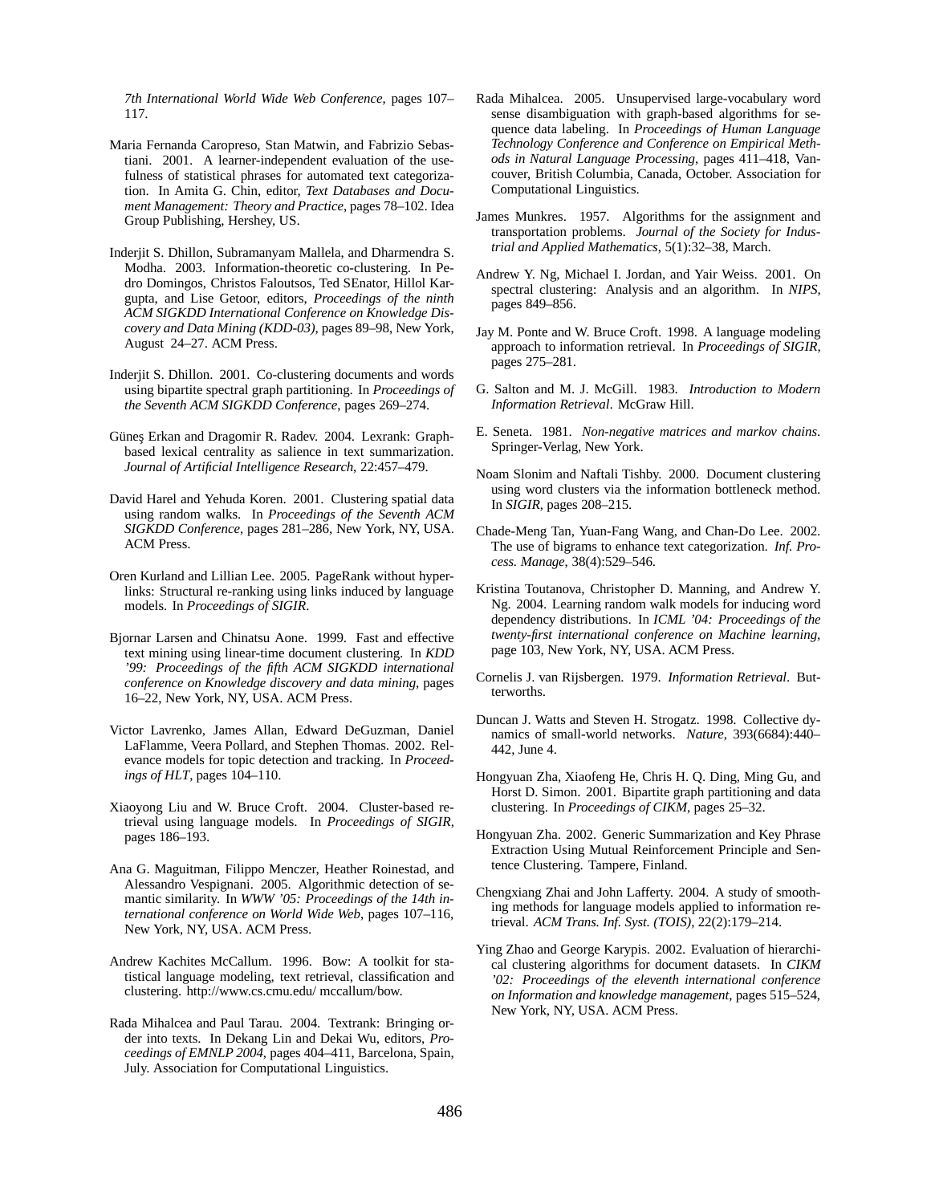7th International World Wide Web Conference*, pages 107–117.

Maria Fernanda Caropreso, Stan Matwin, and Fabrizio Sebastiani. 2001. A learner-independent evaluation of the usefulness of statistical phrases for automated text categorization. In Amita G. Chin, editor, *Text Databases and Document Management: Theory and Practice*, pages 78–102. Idea Group Publishing, Hershey, US.

Inderjit S. Dhillon, Subramanyam Mallela, and Dharmendra S. Modha. 2003. Information-theoretic co-clustering. In Pedro Domingos, Christos Faloutsos, Ted SEnator, Hillol Kargupta, and Lise Getoor, editors, *Proceedings of the ninth ACM SIGKDD International Conference on Knowledge Discovery and Data Mining (KDD-03)*, pages 89–98, New York, August 24–27. ACM Press.

Inderjit S. Dhillon. 2001. Co-clustering documents and words using bipartite spectral graph partitioning. In *Proceedings of the Seventh ACM SIGKDD Conference*, pages 269–274.

Güneş Erkan and Dragomir R. Radev. 2004. Lexrank: Graph-based lexical centrality as salience in text summarization. *Journal of Artificial Intelligence Research*, 22:457–479.

David Harel and Yehuda Koren. 2001. Clustering spatial data using random walks. In *Proceedings of the Seventh ACM SIGKDD Conference*, pages 281–286, New York, NY, USA. ACM Press.

Oren Kurland and Lillian Lee. 2005. PageRank without hyperlinks: Structural re-ranking using links induced by language models. In *Proceedings of SIGIR*.

Bjornar Larsen and Chinatsu Aone. 1999. Fast and effective text mining using linear-time document clustering. In *KDD '99: Proceedings of the fifth ACM SIGKDD international conference on Knowledge discovery and data mining*, pages 16–22, New York, NY, USA. ACM Press.

Victor Lavrenko, James Allan, Edward DeGuzman, Daniel LaFlamme, Veera Pollard, and Stephen Thomas. 2002. Relevance models for topic detection and tracking. In *Proceedings of HLT*, pages 104–110.

Xiaoyong Liu and W. Bruce Croft. 2004. Cluster-based retrieval using language models. In *Proceedings of SIGIR*, pages 186–193.

Ana G. Maguitman, Filippo Menczer, Heather Roinestad, and Alessandro Vespignani. 2005. Algorithmic detection of semantic similarity. In *WWW '05: Proceedings of the 14th international conference on World Wide Web*, pages 107–116, New York, NY, USA. ACM Press.

Andrew Kachites McCallum. 1996. Bow: A toolkit for statistical language modeling, text retrieval, classification and clustering. http://www.cs.cmu.edu/ mccallum/bow.

Rada Mihalcea and Paul Tarau. 2004. Textrank: Bringing order into texts. In Dekang Lin and Dekai Wu, editors, *Proceedings of EMNLP 2004*, pages 404–411, Barcelona, Spain, July. Association for Computational Linguistics.

Rada Mihalcea. 2005. Unsupervised large-vocabulary word sense disambiguation with graph-based algorithms for sequence data labeling. In *Proceedings of Human Language Technology Conference and Conference on Empirical Methods in Natural Language Processing*, pages 411–418, Vancouver, British Columbia, Canada, October. Association for Computational Linguistics.

James Munkres. 1957. Algorithms for the assignment and transportation problems. *Journal of the Society for Industrial and Applied Mathematics*, 5(1):32–38, March.

Andrew Y. Ng, Michael I. Jordan, and Yair Weiss. 2001. On spectral clustering: Analysis and an algorithm. In *NIPS*, pages 849–856.

Jay M. Ponte and W. Bruce Croft. 1998. A language modeling approach to information retrieval. In *Proceedings of SIGIR*, pages 275–281.

G. Salton and M. J. McGill. 1983. *Introduction to Modern Information Retrieval*. McGraw Hill.

E. Seneta. 1981. *Non-negative matrices and markov chains*. Springer-Verlag, New York.

Noam Slonim and Naftali Tishby. 2000. Document clustering using word clusters via the information bottleneck method. In *SIGIR*, pages 208–215.

Chade-Meng Tan, Yuan-Fang Wang, and Chan-Do Lee. 2002. The use of bigrams to enhance text categorization. *Inf. Process. Manage*, 38(4):529–546.

Kristina Toutanova, Christopher D. Manning, and Andrew Y. Ng. 2004. Learning random walk models for inducing word dependency distributions. In *ICML '04: Proceedings of the twenty-first international conference on Machine learning*, page 103, New York, NY, USA. ACM Press.

Cornelis J. van Rijsbergen. 1979. *Information Retrieval*. Butterworths.

Duncan J. Watts and Steven H. Strogatz. 1998. Collective dynamics of small-world networks. *Nature*, 393(6684):440–442, June 4.

Hongyuan Zha, Xiaofeng He, Chris H. Q. Ding, Ming Gu, and Horst D. Simon. 2001. Bipartite graph partitioning and data clustering. In *Proceedings of CIKM*, pages 25–32.

Hongyuan Zha. 2002. Generic Summarization and Key Phrase Extraction Using Mutual Reinforcement Principle and Sentence Clustering. Tampere, Finland.

Chengxiang Zhai and John Lafferty. 2004. A study of smoothing methods for language models applied to information retrieval. *ACM Trans. Inf. Syst. (TOIS)*, 22(2):179–214.

Ying Zhao and George Karypis. 2002. Evaluation of hierarchical clustering algorithms for document datasets. In *CIKM '02: Proceedings of the eleventh international conference on Information and knowledge management*, pages 515–524, New York, NY, USA. ACM Press.